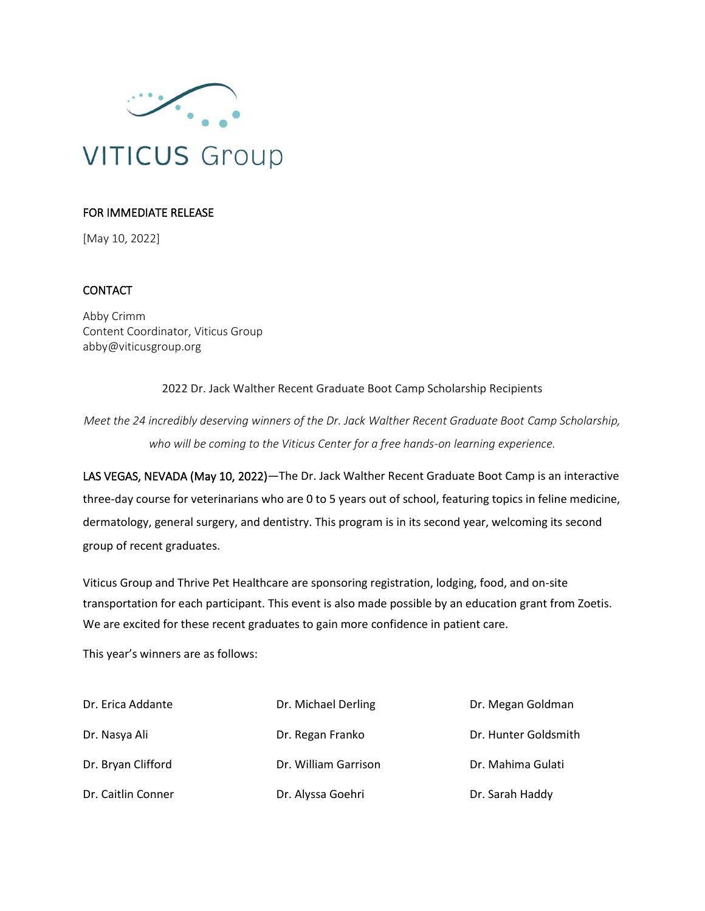VITICUS Group

FOR IMMEDIATE RELEASE

[May 10, 2022]

CONTACT

Abby Crimm
Content Coordinator, Viticus Group
abby@viticusgroup.org

## 2022 Dr. Jack Walther Recent Graduate Boot Camp Scholarship Recipients

*Meet the 24 incredibly deserving winners of the Dr. Jack Walther Recent Graduate Boot Camp Scholarship, who will be coming to the Viticus Center for a free hands-on learning experience.*

LAS VEGAS, NEVADA (May 10, 2022)—The Dr. Jack Walther Recent Graduate Boot Camp is an interactive three-day course for veterinarians who are 0 to 5 years out of school, featuring topics in feline medicine, dermatology, general surgery, and dentistry. This program is in its second year, welcoming its second group of recent graduates.

Viticus Group and Thrive Pet Healthcare are sponsoring registration, lodging, food, and on-site transportation for each participant. This event is also made possible by an education grant from Zoetis. We are excited for these recent graduates to gain more confidence in patient care.

This year's winners are as follows:

- Dr. Erica Addante
- Dr. Nasya Ali
- Dr. Bryan Clifford
- Dr. Caitlin Conner
- Dr. Michael Derling
- Dr. Regan Franko
- Dr. William Garrison
- Dr. Alyssa Goehri
- Dr. Megan Goldman
- Dr. Hunter Goldsmith
- Dr. Mahima Gulati
- Dr. Sarah Haddy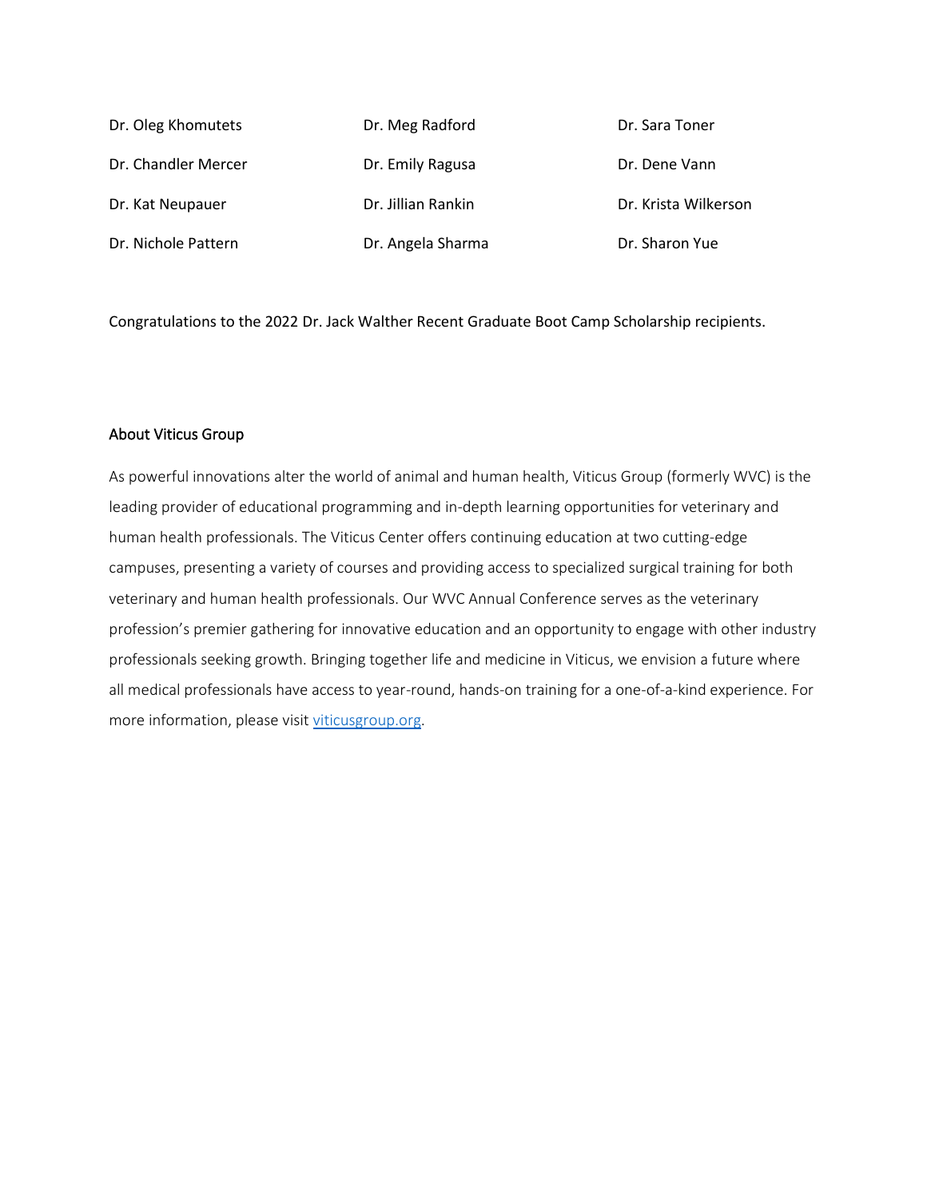| | | |
| --- | --- | --- |
| Dr. Oleg Khomutets | Dr. Meg Radford | Dr. Sara Toner |
| Dr. Chandler Mercer | Dr. Emily Ragusa | Dr. Dene Vann |
| Dr. Kat Neupauer | Dr. Jillian Rankin | Dr. Krista Wilkerson |
| Dr. Nichole Pattern | Dr. Angela Sharma | Dr. Sharon Yue |

Congratulations to the 2022 Dr. Jack Walther Recent Graduate Boot Camp Scholarship recipients.

## About Viticus Group

As powerful innovations alter the world of animal and human health, Viticus Group (formerly WVC) is the leading provider of educational programming and in-depth learning opportunities for veterinary and human health professionals. The Viticus Center offers continuing education at two cutting-edge campuses, presenting a variety of courses and providing access to specialized surgical training for both veterinary and human health professionals. Our WVC Annual Conference serves as the veterinary profession's premier gathering for innovative education and an opportunity to engage with other industry professionals seeking growth. Bringing together life and medicine in Viticus, we envision a future where all medical professionals have access to year-round, hands-on training for a one-of-a-kind experience. For more information, please visit [viticusgroup.org](viticusgroup.org).